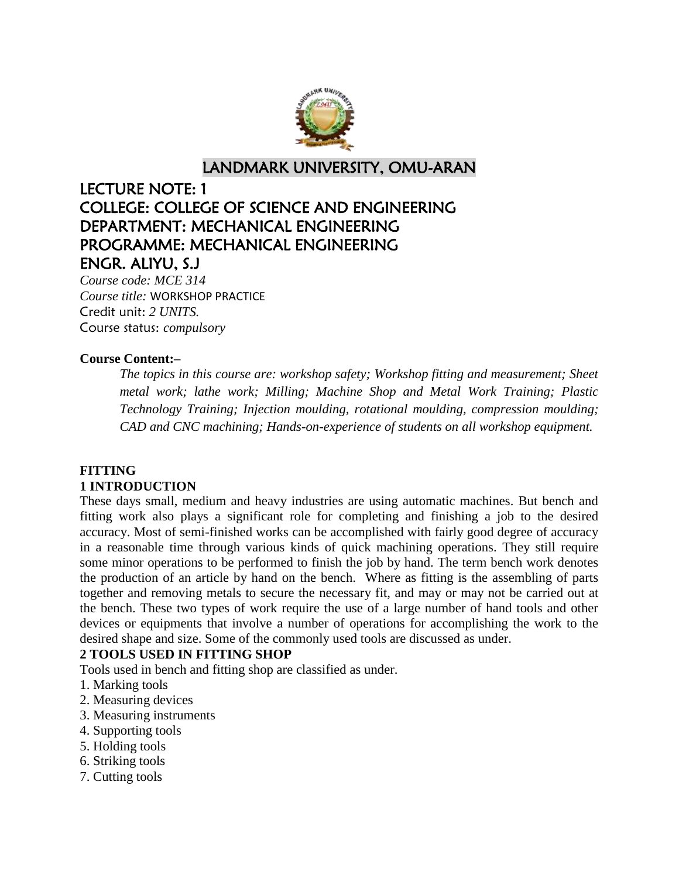# LANDMARK UNIVERSITY, OMU-ARAN

## LECTURE NOTE: 1
## COLLEGE: COLLEGE OF SCIENCE AND ENGINEERING
## DEPARTMENT: MECHANICAL ENGINEERING
## PROGRAMME: MECHANICAL ENGINEERING
## ENGR. ALIYU, S.J

*Course code: MCE 314*
*Course title:* WORKSHOP PRACTICE
Credit unit: *2 UNITS.*
Course status: *compulsory*

**Course Content:–**

*The topics in this course are: workshop safety; Workshop fitting and measurement; Sheet metal work; lathe work; Milling; Machine Shop and Metal Work Training; Plastic Technology Training; Injection moulding, rotational moulding, compression moulding; CAD and CNC machining; Hands-on-experience of students on all workshop equipment.*

**FITTING**

**1 INTRODUCTION**

These days small, medium and heavy industries are using automatic machines. But bench and fitting work also plays a significant role for completing and finishing a job to the desired accuracy. Most of semi-finished works can be accomplished with fairly good degree of accuracy in a reasonable time through various kinds of quick machining operations. They still require some minor operations to be performed to finish the job by hand. The term bench work denotes the production of an article by hand on the bench. Where as fitting is the assembling of parts together and removing metals to secure the necessary fit, and may or may not be carried out at the bench. These two types of work require the use of a large number of hand tools and other devices or equipments that involve a number of operations for accomplishing the work to the desired shape and size. Some of the commonly used tools are discussed as under.

**2 TOOLS USED IN FITTING SHOP**

Tools used in bench and fitting shop are classified as under.

1. Marking tools
2. Measuring devices
3. Measuring instruments
4. Supporting tools
5. Holding tools
6. Striking tools
7. Cutting tools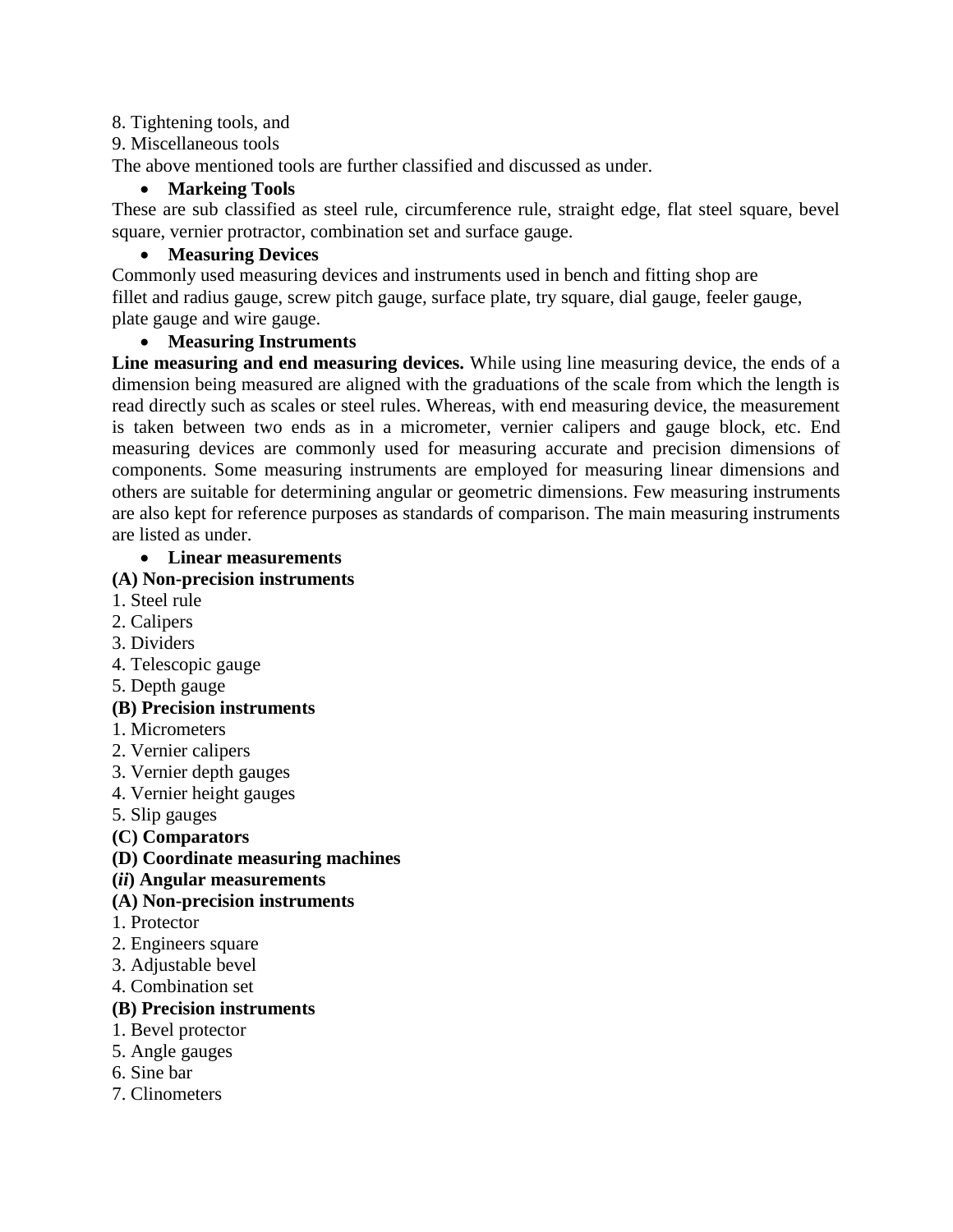8. Tightening tools, and

9. Miscellaneous tools

The above mentioned tools are further classified and discussed as under.

- **Markeing Tools**

These are sub classified as steel rule, circumference rule, straight edge, flat steel square, bevel square, vernier protractor, combination set and surface gauge.

- **Measuring Devices**

Commonly used measuring devices and instruments used in bench and fitting shop are fillet and radius gauge, screw pitch gauge, surface plate, try square, dial gauge, feeler gauge, plate gauge and wire gauge.

- **Measuring Instruments**

**Line measuring and end measuring devices.** While using line measuring device, the ends of a dimension being measured are aligned with the graduations of the scale from which the length is read directly such as scales or steel rules. Whereas, with end measuring device, the measurement is taken between two ends as in a micrometer, vernier calipers and gauge block, etc. End measuring devices are commonly used for measuring accurate and precision dimensions of components. Some measuring instruments are employed for measuring linear dimensions and others are suitable for determining angular or geometric dimensions. Few measuring instruments are also kept for reference purposes as standards of comparison. The main measuring instruments are listed as under.

- **Linear measurements**

**(A) Non-precision instruments**

1. Steel rule
2. Calipers
3. Dividers
4. Telescopic gauge
5. Depth gauge

**(B) Precision instruments**

1. Micrometers
2. Vernier calipers
3. Vernier depth gauges
4. Vernier height gauges
5. Slip gauges

**(C) Comparators**

**(D) Coordinate measuring machines**

**(*ii*) Angular measurements**

**(A) Non-precision instruments**

1. Protector
2. Engineers square
3. Adjustable bevel
4. Combination set

**(B) Precision instruments**

1. Bevel protector

5. Angle gauges

6. Sine bar

7. Clinometers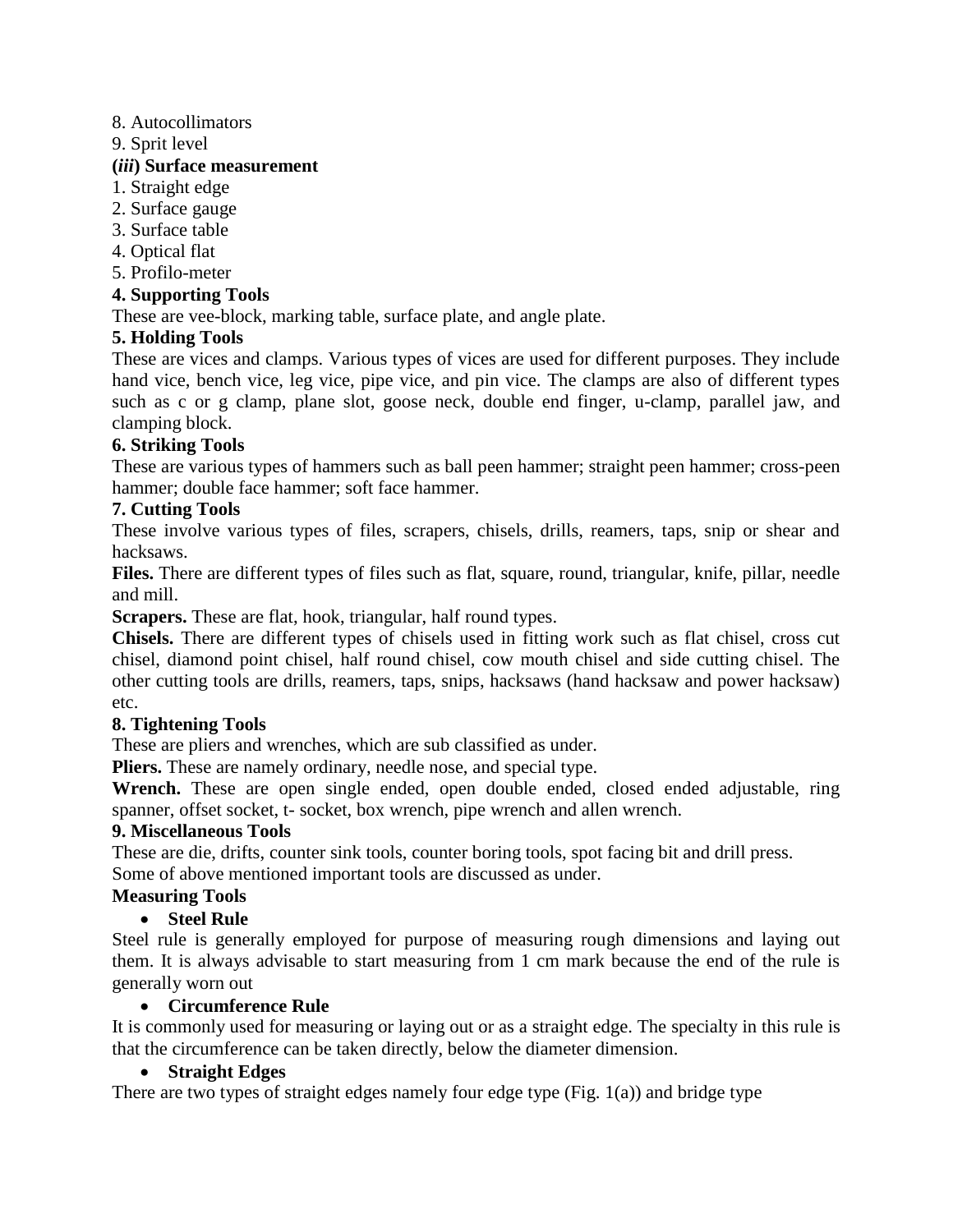8. Autocollimators

9. Sprit level

**(*iii*) Surface measurement**

1. Straight edge
2. Surface gauge
3. Surface table
4. Optical flat
5. Profilo-meter

**4. Supporting Tools**

These are vee-block, marking table, surface plate, and angle plate.

**5. Holding Tools**

These are vices and clamps. Various types of vices are used for different purposes. They include hand vice, bench vice, leg vice, pipe vice, and pin vice. The clamps are also of different types such as c or g clamp, plane slot, goose neck, double end finger, u-clamp, parallel jaw, and clamping block.

**6. Striking Tools**

These are various types of hammers such as ball peen hammer; straight peen hammer; cross-peen hammer; double face hammer; soft face hammer.

**7. Cutting Tools**

These involve various types of files, scrapers, chisels, drills, reamers, taps, snip or shear and hacksaws.

**Files.** There are different types of files such as flat, square, round, triangular, knife, pillar, needle and mill.

**Scrapers.** These are flat, hook, triangular, half round types.

**Chisels.** There are different types of chisels used in fitting work such as flat chisel, cross cut chisel, diamond point chisel, half round chisel, cow mouth chisel and side cutting chisel. The other cutting tools are drills, reamers, taps, snips, hacksaws (hand hacksaw and power hacksaw) etc.

**8. Tightening Tools**

These are pliers and wrenches, which are sub classified as under.

**Pliers.** These are namely ordinary, needle nose, and special type.

**Wrench.** These are open single ended, open double ended, closed ended adjustable, ring spanner, offset socket, t- socket, box wrench, pipe wrench and allen wrench.

**9. Miscellaneous Tools**

These are die, drifts, counter sink tools, counter boring tools, spot facing bit and drill press.

Some of above mentioned important tools are discussed as under.

**Measuring Tools**

- **Steel Rule**

Steel rule is generally employed for purpose of measuring rough dimensions and laying out them. It is always advisable to start measuring from 1 cm mark because the end of the rule is generally worn out

- **Circumference Rule**

It is commonly used for measuring or laying out or as a straight edge. The specialty in this rule is that the circumference can be taken directly, below the diameter dimension.

- **Straight Edges**

There are two types of straight edges namely four edge type (Fig. 1(a)) and bridge type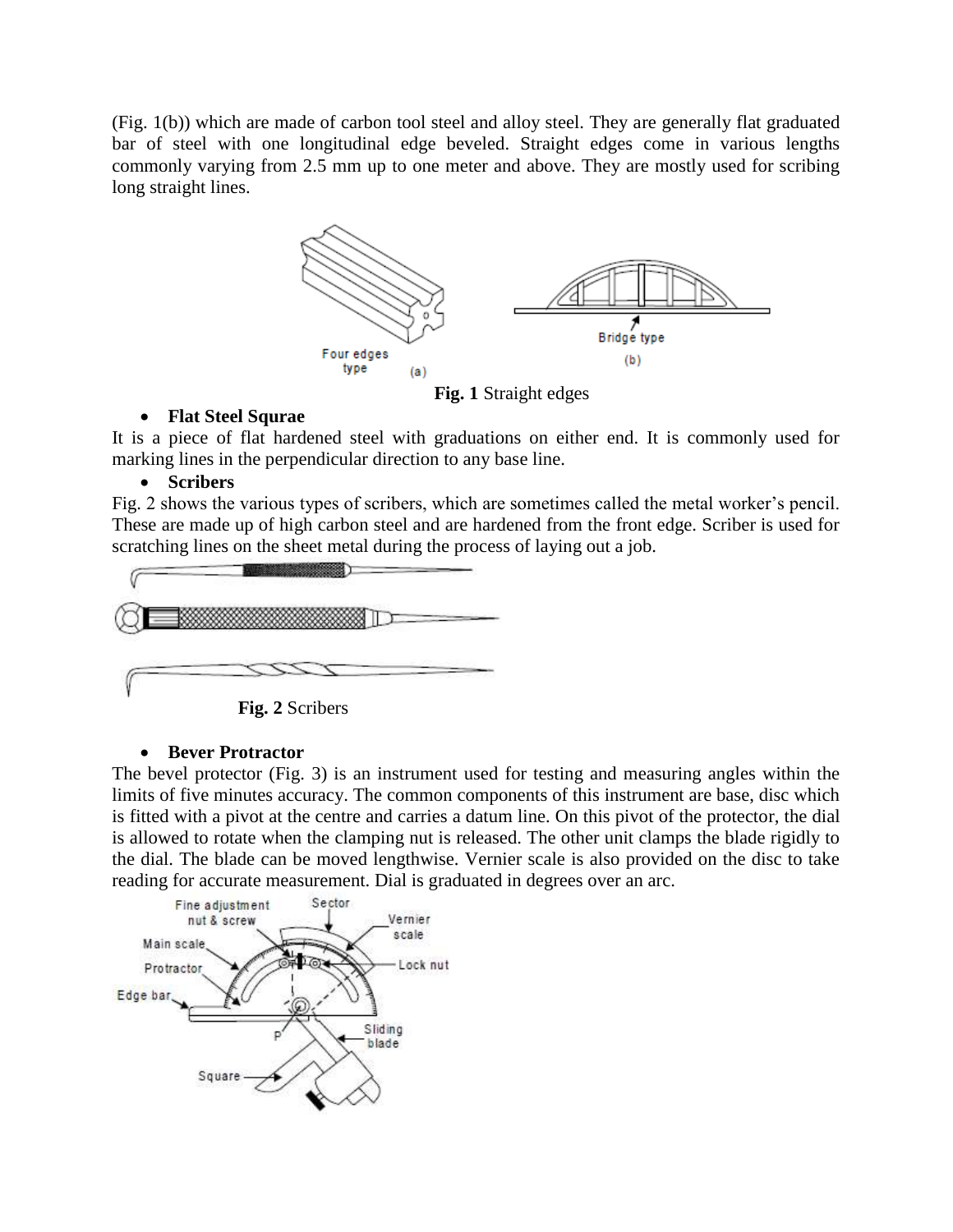(Fig. 1(b)) which are made of carbon tool steel and alloy steel. They are generally flat graduated bar of steel with one longitudinal edge beveled. Straight edges come in various lengths commonly varying from 2.5 mm up to one meter and above. They are mostly used for scribing long straight lines.

**Fig. 1** Straight edges

- **Flat Steel Squrae**

It is a piece of flat hardened steel with graduations on either end. It is commonly used for marking lines in the perpendicular direction to any base line.

- **Scribers**

Fig. 2 shows the various types of scribers, which are sometimes called the metal worker's pencil. These are made up of high carbon steel and are hardened from the front edge. Scriber is used for scratching lines on the sheet metal during the process of laying out a job.

**Fig. 2** Scribers

- **Bever Protractor**

The bevel protector (Fig. 3) is an instrument used for testing and measuring angles within the limits of five minutes accuracy. The common components of this instrument are base, disc which is fitted with a pivot at the centre and carries a datum line. On this pivot of the protector, the dial is allowed to rotate when the clamping nut is released. The other unit clamps the blade rigidly to the dial. The blade can be moved lengthwise. Vernier scale is also provided on the disc to take reading for accurate measurement. Dial is graduated in degrees over an arc.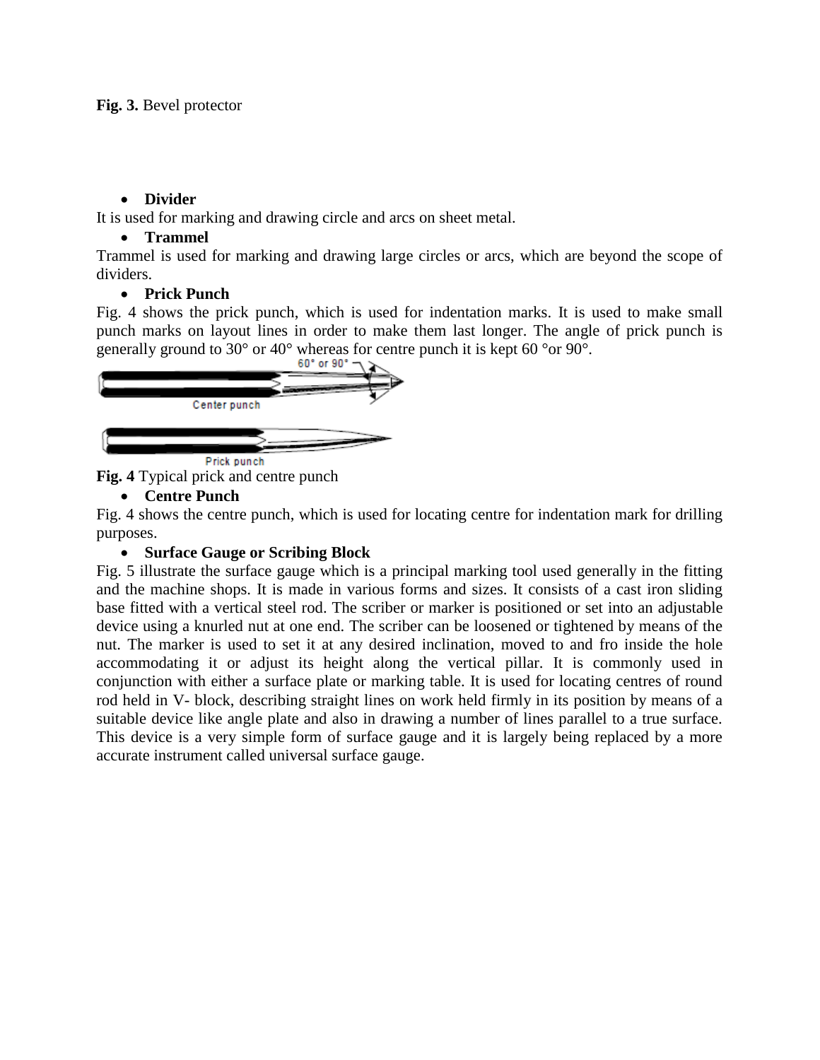**Fig. 3.** Bevel protector

- **Divider**

It is used for marking and drawing circle and arcs on sheet metal.

- **Trammel**

Trammel is used for marking and drawing large circles or arcs, which are beyond the scope of dividers.

- **Prick Punch**

Fig. 4 shows the prick punch, which is used for indentation marks. It is used to make small punch marks on layout lines in order to make them last longer. The angle of prick punch is generally ground to 30° or 40° whereas for centre punch it is kept 60 °or 90°.

**Fig. 4** Typical prick and centre punch

- **Centre Punch**

Fig. 4 shows the centre punch, which is used for locating centre for indentation mark for drilling purposes.

- **Surface Gauge or Scribing Block**

Fig. 5 illustrate the surface gauge which is a principal marking tool used generally in the fitting and the machine shops. It is made in various forms and sizes. It consists of a cast iron sliding base fitted with a vertical steel rod. The scriber or marker is positioned or set into an adjustable device using a knurled nut at one end. The scriber can be loosened or tightened by means of the nut. The marker is used to set it at any desired inclination, moved to and fro inside the hole accommodating it or adjust its height along the vertical pillar. It is commonly used in conjunction with either a surface plate or marking table. It is used for locating centres of round rod held in V- block, describing straight lines on work held firmly in its position by means of a suitable device like angle plate and also in drawing a number of lines parallel to a true surface. This device is a very simple form of surface gauge and it is largely being replaced by a more accurate instrument called universal surface gauge.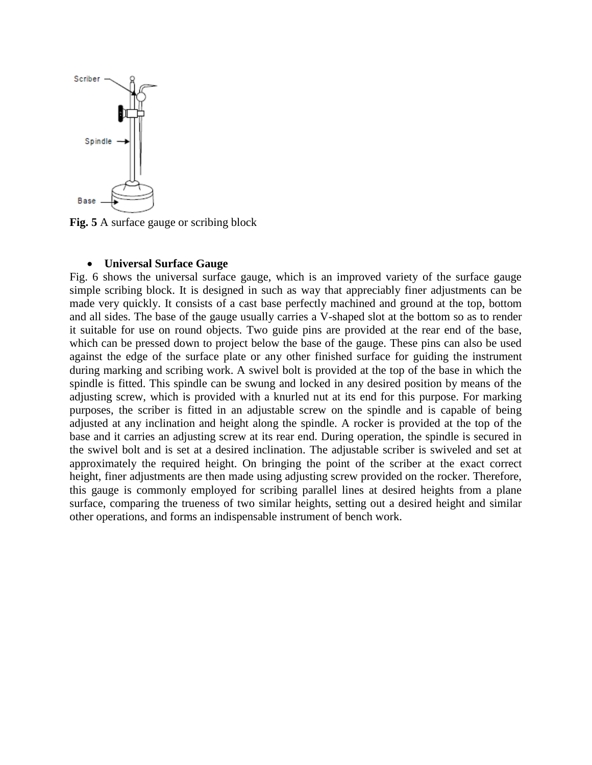**Fig. 5** A surface gauge or scribing block

- **Universal Surface Gauge**

Fig. 6 shows the universal surface gauge, which is an improved variety of the surface gauge simple scribing block. It is designed in such as way that appreciably finer adjustments can be made very quickly. It consists of a cast base perfectly machined and ground at the top, bottom and all sides. The base of the gauge usually carries a V-shaped slot at the bottom so as to render it suitable for use on round objects. Two guide pins are provided at the rear end of the base, which can be pressed down to project below the base of the gauge. These pins can also be used against the edge of the surface plate or any other finished surface for guiding the instrument during marking and scribing work. A swivel bolt is provided at the top of the base in which the spindle is fitted. This spindle can be swung and locked in any desired position by means of the adjusting screw, which is provided with a knurled nut at its end for this purpose. For marking purposes, the scriber is fitted in an adjustable screw on the spindle and is capable of being adjusted at any inclination and height along the spindle. A rocker is provided at the top of the base and it carries an adjusting screw at its rear end. During operation, the spindle is secured in the swivel bolt and is set at a desired inclination. The adjustable scriber is swiveled and set at approximately the required height. On bringing the point of the scriber at the exact correct height, finer adjustments are then made using adjusting screw provided on the rocker. Therefore, this gauge is commonly employed for scribing parallel lines at desired heights from a plane surface, comparing the trueness of two similar heights, setting out a desired height and similar other operations, and forms an indispensable instrument of bench work.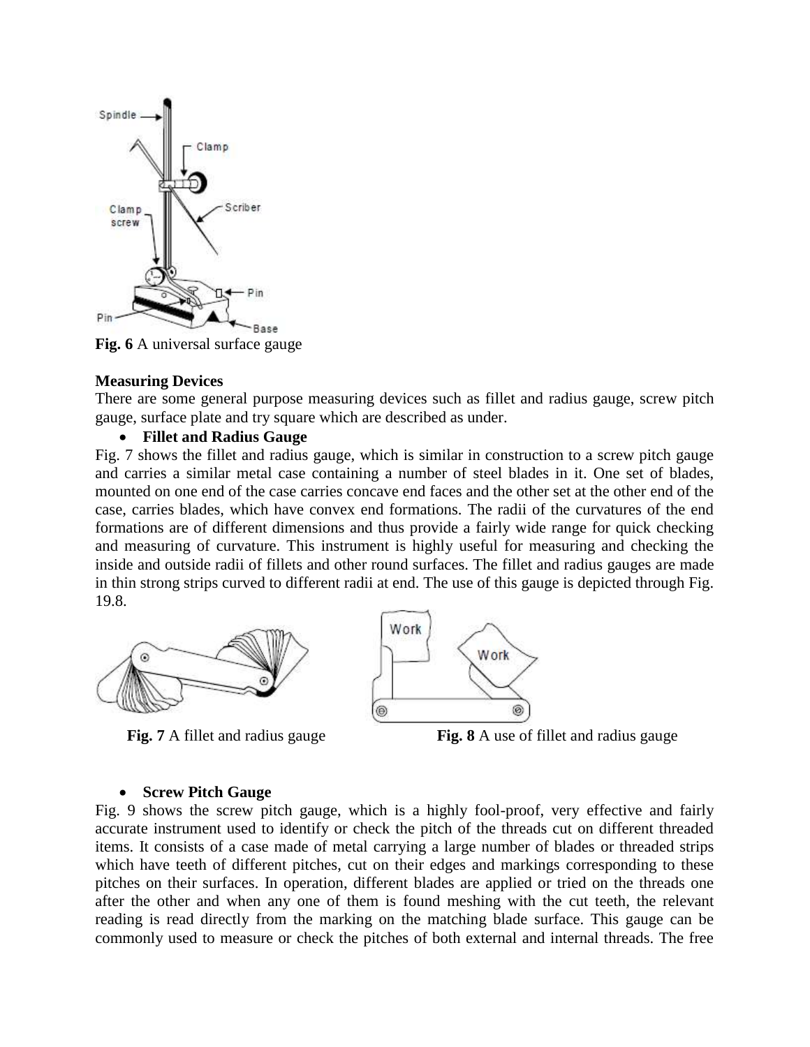Spindle

Clamp

Clamp screw

Scriber

Pin

Pin

Base

**Fig. 6** A universal surface gauge

**Measuring Devices**

There are some general purpose measuring devices such as fillet and radius gauge, screw pitch gauge, surface plate and try square which are described as under.

- **Fillet and Radius Gauge**

Fig. 7 shows the fillet and radius gauge, which is similar in construction to a screw pitch gauge and carries a similar metal case containing a number of steel blades in it. One set of blades, mounted on one end of the case carries concave end faces and the other set at the other end of the case, carries blades, which have convex end formations. The radii of the curvatures of the end formations are of different dimensions and thus provide a fairly wide range for quick checking and measuring of curvature. This instrument is highly useful for measuring and checking the inside and outside radii of fillets and other round surfaces. The fillet and radius gauges are made in thin strong strips curved to different radii at end. The use of this gauge is depicted through Fig. 19.8.

Work

Work

**Fig. 7** A fillet and radius gauge

**Fig. 8** A use of fillet and radius gauge

- **Screw Pitch Gauge**

Fig. 9 shows the screw pitch gauge, which is a highly fool-proof, very effective and fairly accurate instrument used to identify or check the pitch of the threads cut on different threaded items. It consists of a case made of metal carrying a large number of blades or threaded strips which have teeth of different pitches, cut on their edges and markings corresponding to these pitches on their surfaces. In operation, different blades are applied or tried on the threads one after the other and when any one of them is found meshing with the cut teeth, the relevant reading is read directly from the marking on the matching blade surface. This gauge can be commonly used to measure or check the pitches of both external and internal threads. The free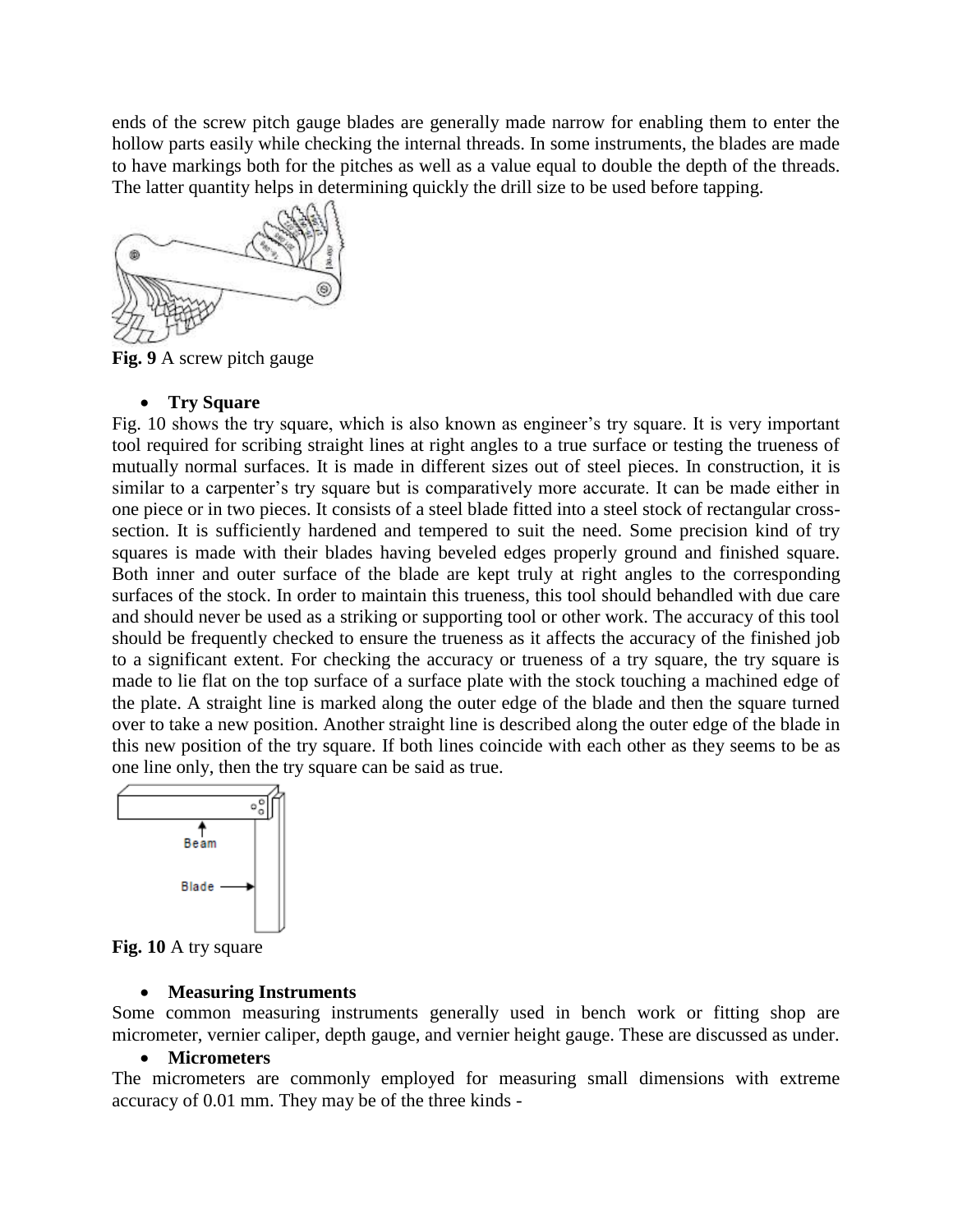ends of the screw pitch gauge blades are generally made narrow for enabling them to enter the hollow parts easily while checking the internal threads. In some instruments, the blades are made to have markings both for the pitches as well as a value equal to double the depth of the threads. The latter quantity helps in determining quickly the drill size to be used before tapping.

**Fig. 9** A screw pitch gauge

- **Try Square**

Fig. 10 shows the try square, which is also known as engineer's try square. It is very important tool required for scribing straight lines at right angles to a true surface or testing the trueness of mutually normal surfaces. It is made in different sizes out of steel pieces. In construction, it is similar to a carpenter's try square but is comparatively more accurate. It can be made either in one piece or in two pieces. It consists of a steel blade fitted into a steel stock of rectangular cross-section. It is sufficiently hardened and tempered to suit the need. Some precision kind of try squares is made with their blades having beveled edges properly ground and finished square. Both inner and outer surface of the blade are kept truly at right angles to the corresponding surfaces of the stock. In order to maintain this trueness, this tool should behandled with due care and should never be used as a striking or supporting tool or other work. The accuracy of this tool should be frequently checked to ensure the trueness as it affects the accuracy of the finished job to a significant extent. For checking the accuracy or trueness of a try square, the try square is made to lie flat on the top surface of a surface plate with the stock touching a machined edge of the plate. A straight line is marked along the outer edge of the blade and then the square turned over to take a new position. Another straight line is described along the outer edge of the blade in this new position of the try square. If both lines coincide with each other as they seems to be as one line only, then the try square can be said as true.

Beam

Blade

**Fig. 10** A try square

- **Measuring Instruments**

Some common measuring instruments generally used in bench work or fitting shop are micrometer, vernier caliper, depth gauge, and vernier height gauge. These are discussed as under.

- **Micrometers**

The micrometers are commonly employed for measuring small dimensions with extreme accuracy of 0.01 mm. They may be of the three kinds -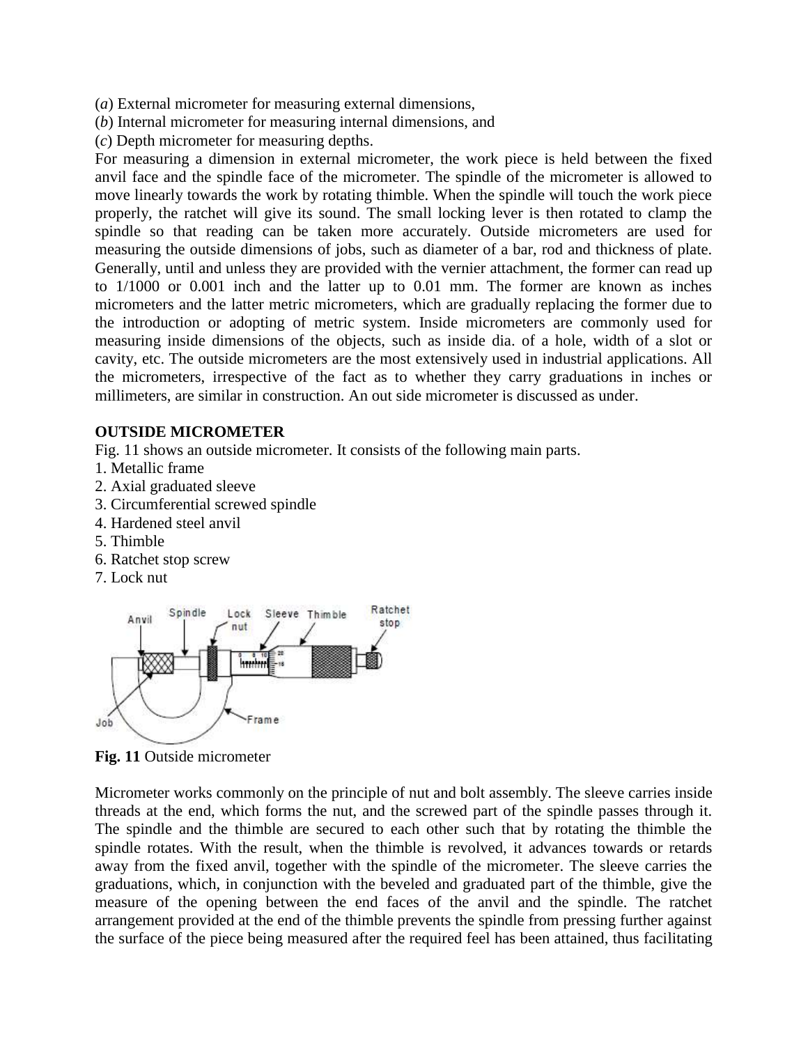(*a*) External micrometer for measuring external dimensions,
(*b*) Internal micrometer for measuring internal dimensions, and
(*c*) Depth micrometer for measuring depths.

For measuring a dimension in external micrometer, the work piece is held between the fixed anvil face and the spindle face of the micrometer. The spindle of the micrometer is allowed to move linearly towards the work by rotating thimble. When the spindle will touch the work piece properly, the ratchet will give its sound. The small locking lever is then rotated to clamp the spindle so that reading can be taken more accurately. Outside micrometers are used for measuring the outside dimensions of jobs, such as diameter of a bar, rod and thickness of plate. Generally, until and unless they are provided with the vernier attachment, the former can read up to 1/1000 or 0.001 inch and the latter up to 0.01 mm. The former are known as inches micrometers and the latter metric micrometers, which are gradually replacing the former due to the introduction or adopting of metric system. Inside micrometers are commonly used for measuring inside dimensions of the objects, such as inside dia. of a hole, width of a slot or cavity, etc. The outside micrometers are the most extensively used in industrial applications. All the micrometers, irrespective of the fact as to whether they carry graduations in inches or millimeters, are similar in construction. An out side micrometer is discussed as under.

**OUTSIDE MICROMETER**

Fig. 11 shows an outside micrometer. It consists of the following main parts.

1. Metallic frame
2. Axial graduated sleeve
3. Circumferential screwed spindle
4. Hardened steel anvil
5. Thimble
6. Ratchet stop screw
7. Lock nut

**Fig. 11** Outside micrometer

Micrometer works commonly on the principle of nut and bolt assembly. The sleeve carries inside threads at the end, which forms the nut, and the screwed part of the spindle passes through it. The spindle and the thimble are secured to each other such that by rotating the thimble the spindle rotates. With the result, when the thimble is revolved, it advances towards or retards away from the fixed anvil, together with the spindle of the micrometer. The sleeve carries the graduations, which, in conjunction with the beveled and graduated part of the thimble, give the measure of the opening between the end faces of the anvil and the spindle. The ratchet arrangement provided at the end of the thimble prevents the spindle from pressing further against the surface of the piece being measured after the required feel has been attained, thus facilitating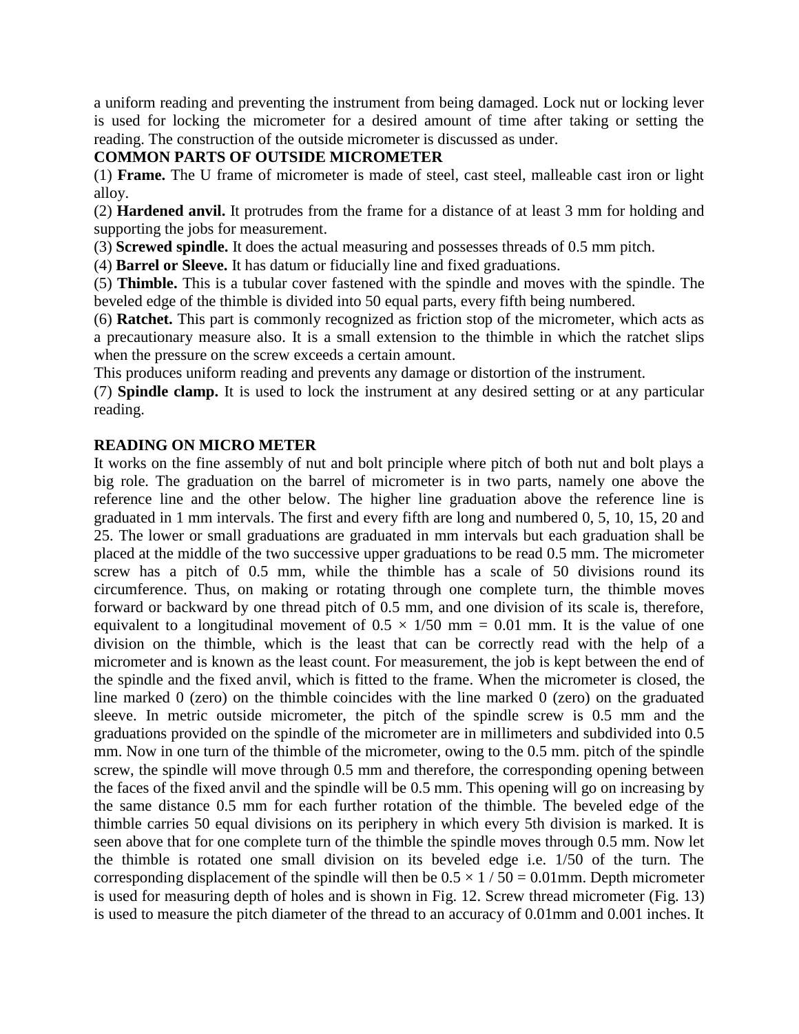a uniform reading and preventing the instrument from being damaged. Lock nut or locking lever is used for locking the micrometer for a desired amount of time after taking or setting the reading. The construction of the outside micrometer is discussed as under.

## COMMON PARTS OF OUTSIDE MICROMETER

(1) **Frame.** The U frame of micrometer is made of steel, cast steel, malleable cast iron or light alloy.

(2) **Hardened anvil.** It protrudes from the frame for a distance of at least 3 mm for holding and supporting the jobs for measurement.

(3) **Screwed spindle.** It does the actual measuring and possesses threads of 0.5 mm pitch.

(4) **Barrel or Sleeve.** It has datum or fiducially line and fixed graduations.

(5) **Thimble.** This is a tubular cover fastened with the spindle and moves with the spindle. The beveled edge of the thimble is divided into 50 equal parts, every fifth being numbered.

(6) **Ratchet.** This part is commonly recognized as friction stop of the micrometer, which acts as a precautionary measure also. It is a small extension to the thimble in which the ratchet slips when the pressure on the screw exceeds a certain amount.

This produces uniform reading and prevents any damage or distortion of the instrument.

(7) **Spindle clamp.** It is used to lock the instrument at any desired setting or at any particular reading.

## READING ON MICRO METER

It works on the fine assembly of nut and bolt principle where pitch of both nut and bolt plays a big role. The graduation on the barrel of micrometer is in two parts, namely one above the reference line and the other below. The higher line graduation above the reference line is graduated in 1 mm intervals. The first and every fifth are long and numbered 0, 5, 10, 15, 20 and 25. The lower or small graduations are graduated in mm intervals but each graduation shall be placed at the middle of the two successive upper graduations to be read 0.5 mm. The micrometer screw has a pitch of 0.5 mm, while the thimble has a scale of 50 divisions round its circumference. Thus, on making or rotating through one complete turn, the thimble moves forward or backward by one thread pitch of 0.5 mm, and one division of its scale is, therefore, equivalent to a longitudinal movement of $0.5 \times 1/50$ mm = 0.01 mm. It is the value of one division on the thimble, which is the least that can be correctly read with the help of a micrometer and is known as the least count. For measurement, the job is kept between the end of the spindle and the fixed anvil, which is fitted to the frame. When the micrometer is closed, the line marked 0 (zero) on the thimble coincides with the line marked 0 (zero) on the graduated sleeve. In metric outside micrometer, the pitch of the spindle screw is 0.5 mm and the graduations provided on the spindle of the micrometer are in millimeters and subdivided into 0.5 mm. Now in one turn of the thimble of the micrometer, owing to the 0.5 mm. pitch of the spindle screw, the spindle will move through 0.5 mm and therefore, the corresponding opening between the faces of the fixed anvil and the spindle will be 0.5 mm. This opening will go on increasing by the same distance 0.5 mm for each further rotation of the thimble. The beveled edge of the thimble carries 50 equal divisions on its periphery in which every 5th division is marked. It is seen above that for one complete turn of the thimble the spindle moves through 0.5 mm. Now let the thimble is rotated one small division on its beveled edge i.e. 1/50 of the turn. The corresponding displacement of the spindle will then be $0.5 \times 1 / 50 = 0.01$mm. Depth micrometer is used for measuring depth of holes and is shown in Fig. 12. Screw thread micrometer (Fig. 13) is used to measure the pitch diameter of the thread to an accuracy of 0.01mm and 0.001 inches. It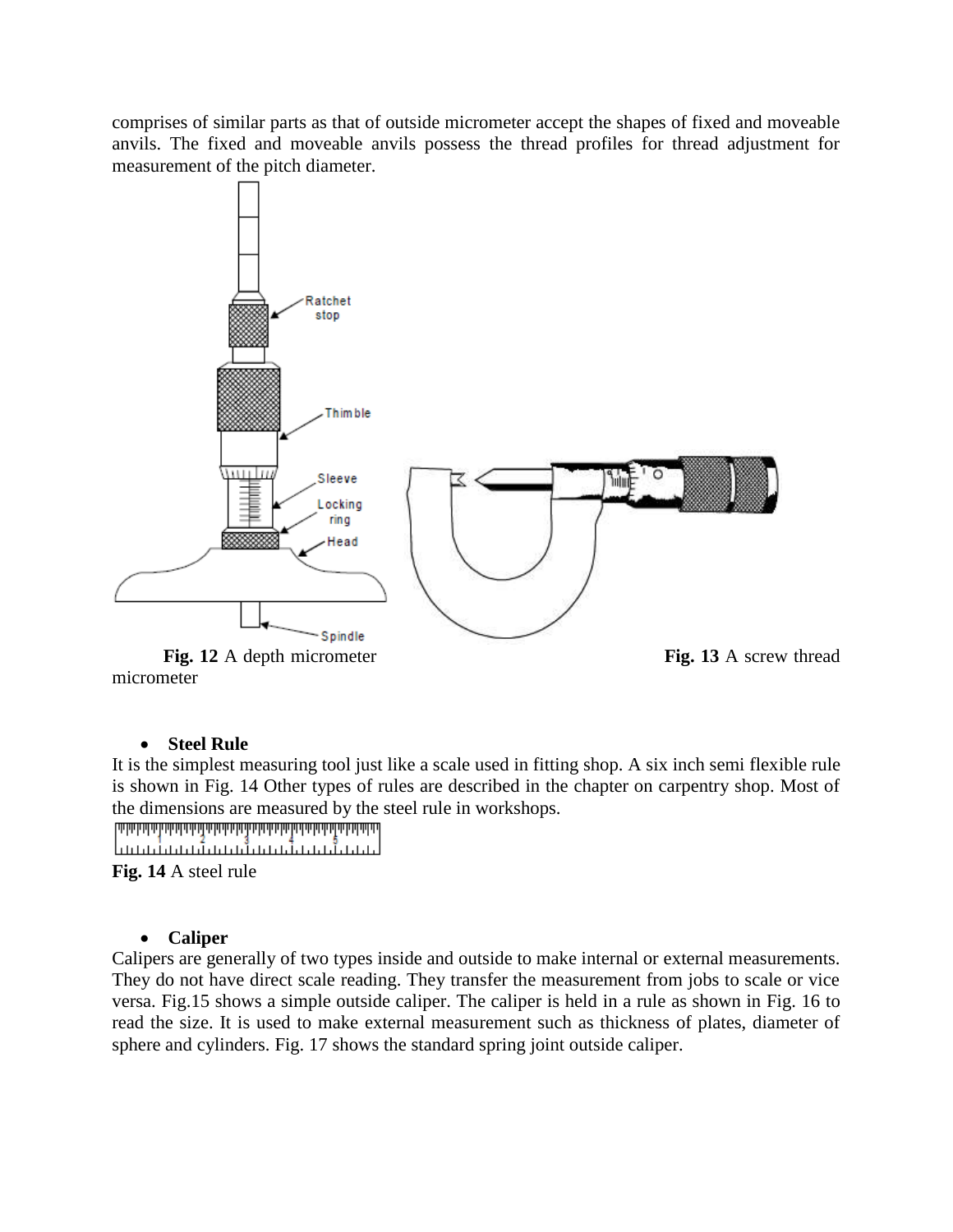comprises of similar parts as that of outside micrometer accept the shapes of fixed and moveable anvils. The fixed and moveable anvils possess the thread profiles for thread adjustment for measurement of the pitch diameter.

**Fig. 12** A depth micrometer **Fig. 13** A screw thread micrometer

- **Steel Rule**

It is the simplest measuring tool just like a scale used in fitting shop. A six inch semi flexible rule is shown in Fig. 14 Other types of rules are described in the chapter on carpentry shop. Most of the dimensions are measured by the steel rule in workshops.

**Fig. 14** A steel rule

- **Caliper**

Calipers are generally of two types inside and outside to make internal or external measurements. They do not have direct scale reading. They transfer the measurement from jobs to scale or vice versa. Fig.15 shows a simple outside caliper. The caliper is held in a rule as shown in Fig. 16 to read the size. It is used to make external measurement such as thickness of plates, diameter of sphere and cylinders. Fig. 17 shows the standard spring joint outside caliper.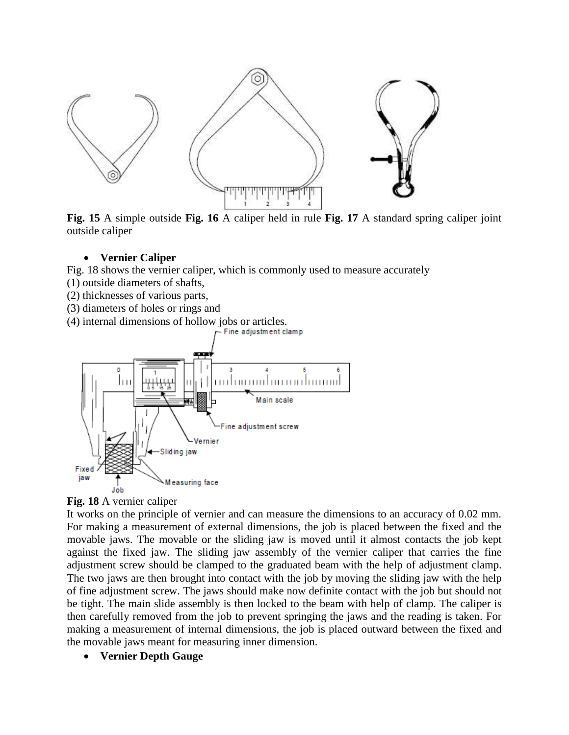**Fig. 15** A simple outside **Fig. 16** A caliper held in rule **Fig. 17** A standard spring caliper joint outside caliper

- **Vernier Caliper**

Fig. 18 shows the vernier caliper, which is commonly used to measure accurately
(1) outside diameters of shafts,
(2) thicknesses of various parts,
(3) diameters of holes or rings and
(4) internal dimensions of hollow jobs or articles.

**Fig. 18** A vernier caliper

It works on the principle of vernier and can measure the dimensions to an accuracy of 0.02 mm. For making a measurement of external dimensions, the job is placed between the fixed and the movable jaws. The movable or the sliding jaw is moved until it almost contacts the job kept against the fixed jaw. The sliding jaw assembly of the vernier caliper that carries the fine adjustment screw should be clamped to the graduated beam with the help of adjustment clamp. The two jaws are then brought into contact with the job by moving the sliding jaw with the help of fine adjustment screw. The jaws should make now definite contact with the job but should not be tight. The main slide assembly is then locked to the beam with help of clamp. The caliper is then carefully removed from the job to prevent springing the jaws and the reading is taken. For making a measurement of internal dimensions, the job is placed outward between the fixed and the movable jaws meant for measuring inner dimension.

- **Vernier Depth Gauge**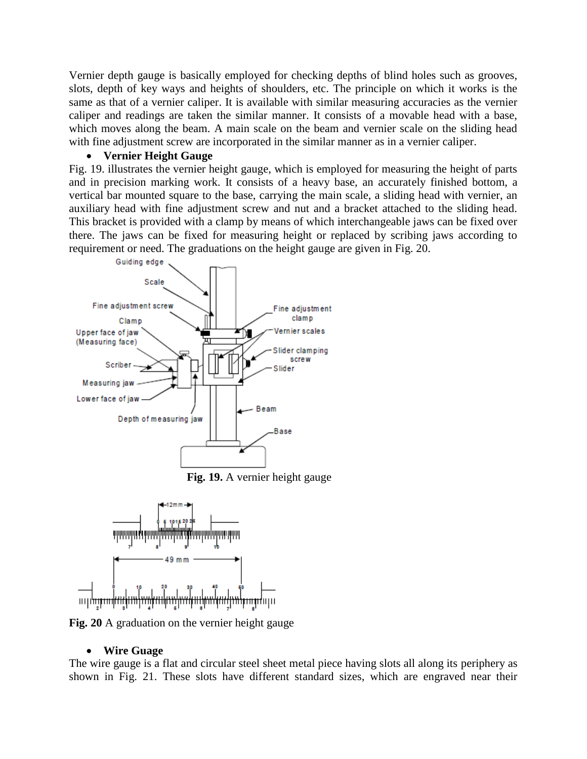Vernier depth gauge is basically employed for checking depths of blind holes such as grooves, slots, depth of key ways and heights of shoulders, etc. The principle on which it works is the same as that of a vernier caliper. It is available with similar measuring accuracies as the vernier caliper and readings are taken the similar manner. It consists of a movable head with a base, which moves along the beam. A main scale on the beam and vernier scale on the sliding head with fine adjustment screw are incorporated in the similar manner as in a vernier caliper.

- **Vernier Height Gauge**

Fig. 19. illustrates the vernier height gauge, which is employed for measuring the height of parts and in precision marking work. It consists of a heavy base, an accurately finished bottom, a vertical bar mounted square to the base, carrying the main scale, a sliding head with vernier, an auxiliary head with fine adjustment screw and nut and a bracket attached to the sliding head. This bracket is provided with a clamp by means of which interchangeable jaws can be fixed over there. The jaws can be fixed for measuring height or replaced by scribing jaws according to requirement or need. The graduations on the height gauge are given in Fig. 20.

**Fig. 19.** A vernier height gauge

**Fig. 20** A graduation on the vernier height gauge

- **Wire Guage**

The wire gauge is a flat and circular steel sheet metal piece having slots all along its periphery as shown in Fig. 21. These slots have different standard sizes, which are engraved near their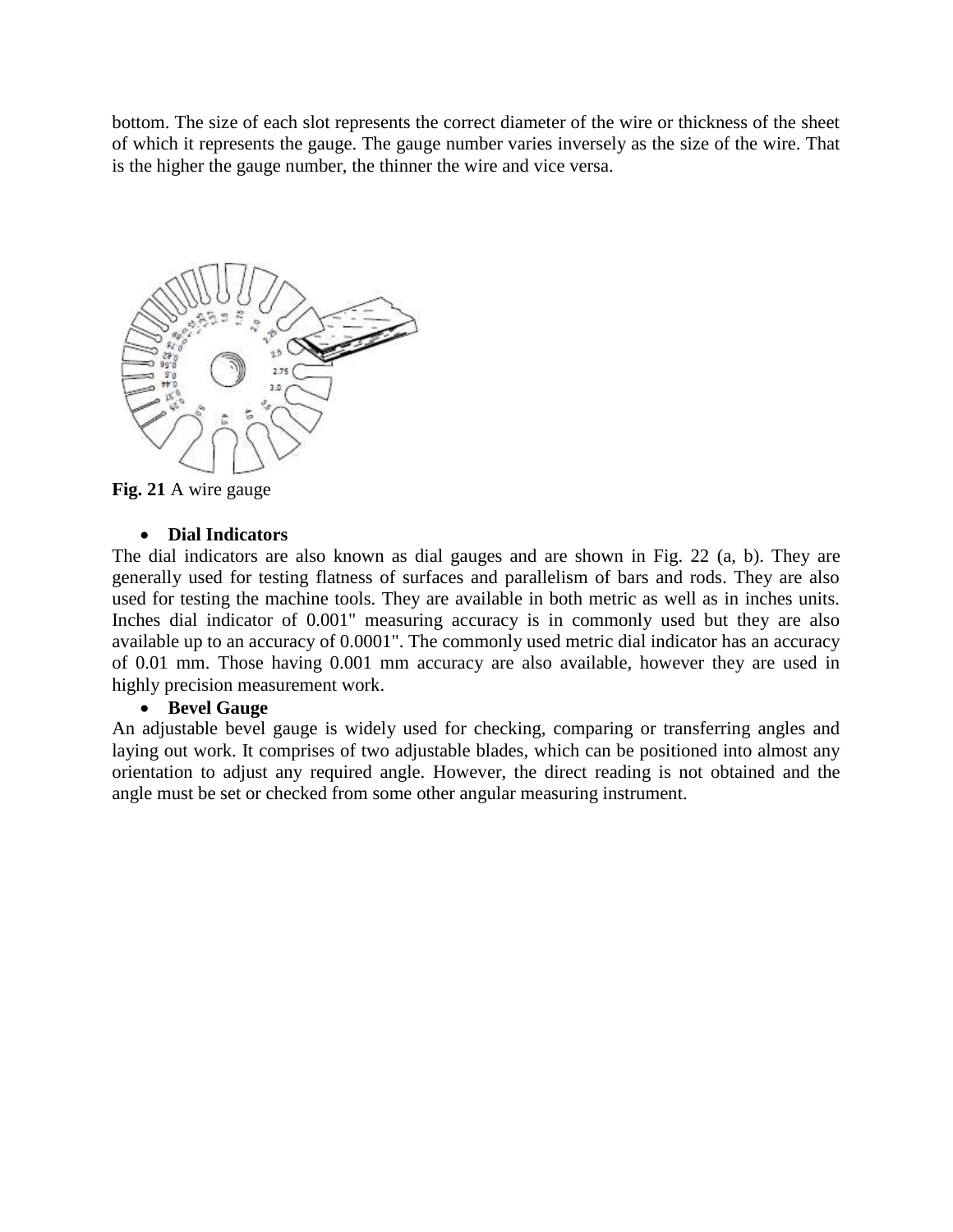bottom. The size of each slot represents the correct diameter of the wire or thickness of the sheet of which it represents the gauge. The gauge number varies inversely as the size of the wire. That is the higher the gauge number, the thinner the wire and vice versa.

**Fig. 21** A wire gauge

- **Dial Indicators**

The dial indicators are also known as dial gauges and are shown in Fig. 22 (a, b). They are generally used for testing flatness of surfaces and parallelism of bars and rods. They are also used for testing the machine tools. They are available in both metric as well as in inches units. Inches dial indicator of 0.001" measuring accuracy is in commonly used but they are also available up to an accuracy of 0.0001". The commonly used metric dial indicator has an accuracy of 0.01 mm. Those having 0.001 mm accuracy are also available, however they are used in highly precision measurement work.

- **Bevel Gauge**

An adjustable bevel gauge is widely used for checking, comparing or transferring angles and laying out work. It comprises of two adjustable blades, which can be positioned into almost any orientation to adjust any required angle. However, the direct reading is not obtained and the angle must be set or checked from some other angular measuring instrument.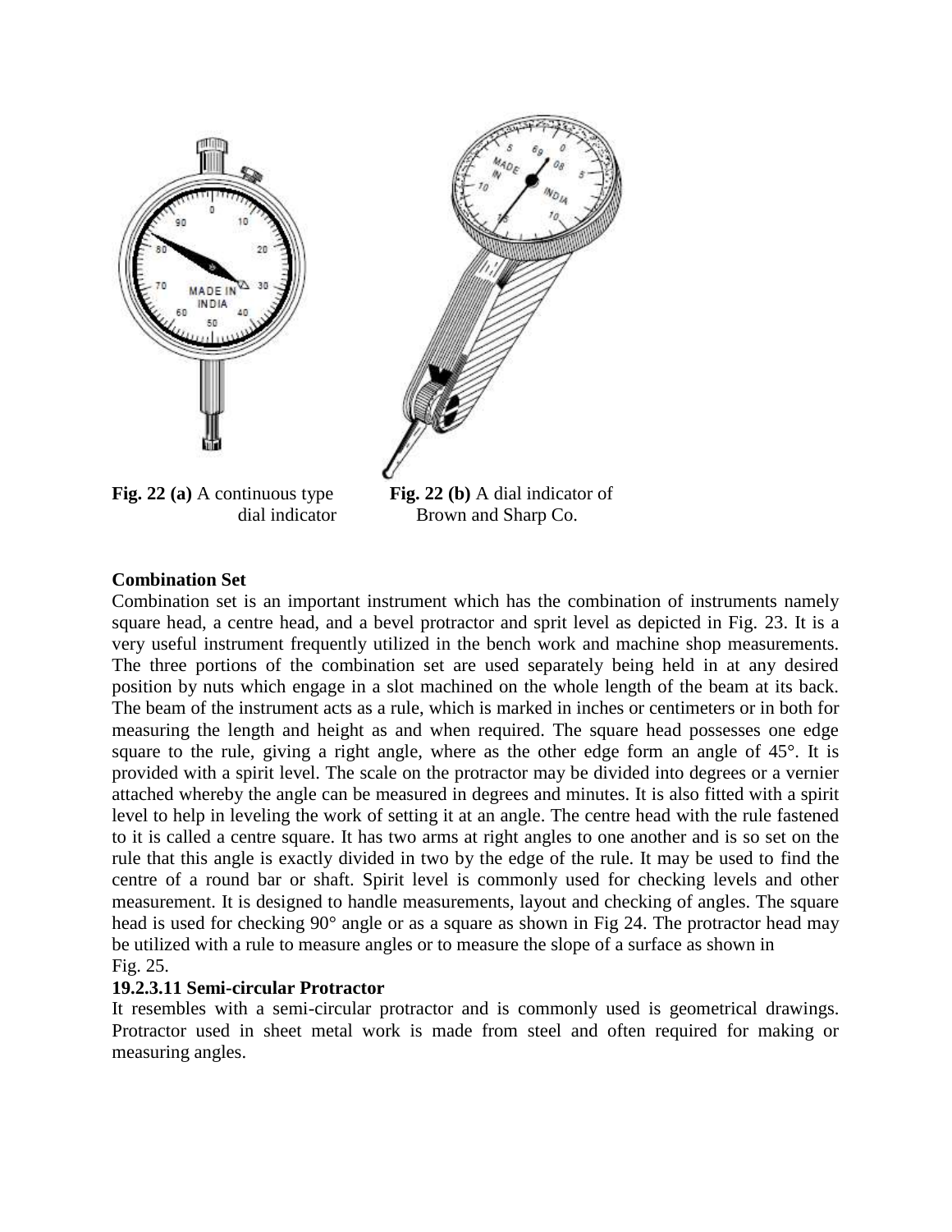**Fig. 22 (a)** A continuous type dial indicator

**Fig. 22 (b)** A dial indicator of Brown and Sharp Co.

**Combination Set**

Combination set is an important instrument which has the combination of instruments namely square head, a centre head, and a bevel protractor and sprit level as depicted in Fig. 23. It is a very useful instrument frequently utilized in the bench work and machine shop measurements. The three portions of the combination set are used separately being held in at any desired position by nuts which engage in a slot machined on the whole length of the beam at its back. The beam of the instrument acts as a rule, which is marked in inches or centimeters or in both for measuring the length and height as and when required. The square head possesses one edge square to the rule, giving a right angle, where as the other edge form an angle of 45°. It is provided with a spirit level. The scale on the protractor may be divided into degrees or a vernier attached whereby the angle can be measured in degrees and minutes. It is also fitted with a spirit level to help in leveling the work of setting it at an angle. The centre head with the rule fastened to it is called a centre square. It has two arms at right angles to one another and is so set on the rule that this angle is exactly divided in two by the edge of the rule. It may be used to find the centre of a round bar or shaft. Spirit level is commonly used for checking levels and other measurement. It is designed to handle measurements, layout and checking of angles. The square head is used for checking 90° angle or as a square as shown in Fig 24. The protractor head may be utilized with a rule to measure angles or to measure the slope of a surface as shown in Fig. 25.

**19.2.3.11 Semi-circular Protractor**

It resembles with a semi-circular protractor and is commonly used is geometrical drawings. Protractor used in sheet metal work is made from steel and often required for making or measuring angles.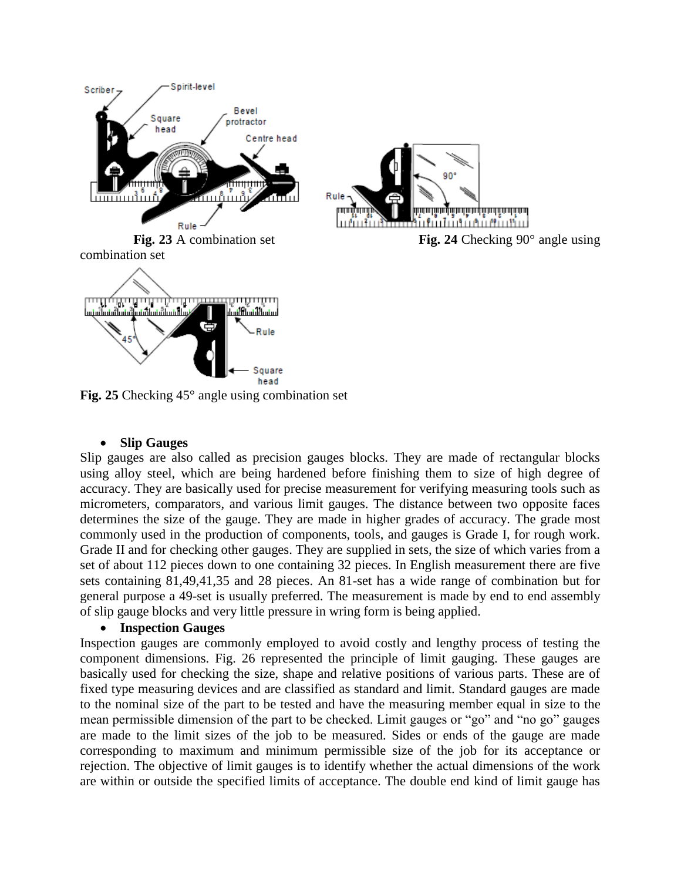**Fig. 23** A combination set

**Fig. 24** Checking 90° angle using combination set

**Fig. 25** Checking 45° angle using combination set

- **Slip Gauges**

Slip gauges are also called as precision gauges blocks. They are made of rectangular blocks using alloy steel, which are being hardened before finishing them to size of high degree of accuracy. They are basically used for precise measurement for verifying measuring tools such as micrometers, comparators, and various limit gauges. The distance between two opposite faces determines the size of the gauge. They are made in higher grades of accuracy. The grade most commonly used in the production of components, tools, and gauges is Grade I, for rough work. Grade II and for checking other gauges. They are supplied in sets, the size of which varies from a set of about 112 pieces down to one containing 32 pieces. In English measurement there are five sets containing 81,49,41,35 and 28 pieces. An 81-set has a wide range of combination but for general purpose a 49-set is usually preferred. The measurement is made by end to end assembly of slip gauge blocks and very little pressure in wring form is being applied.

- **Inspection Gauges**

Inspection gauges are commonly employed to avoid costly and lengthy process of testing the component dimensions. Fig. 26 represented the principle of limit gauging. These gauges are basically used for checking the size, shape and relative positions of various parts. These are of fixed type measuring devices and are classified as standard and limit. Standard gauges are made to the nominal size of the part to be tested and have the measuring member equal in size to the mean permissible dimension of the part to be checked. Limit gauges or "go" and "no go" gauges are made to the limit sizes of the job to be measured. Sides or ends of the gauge are made corresponding to maximum and minimum permissible size of the job for its acceptance or rejection. The objective of limit gauges is to identify whether the actual dimensions of the work are within or outside the specified limits of acceptance. The double end kind of limit gauge has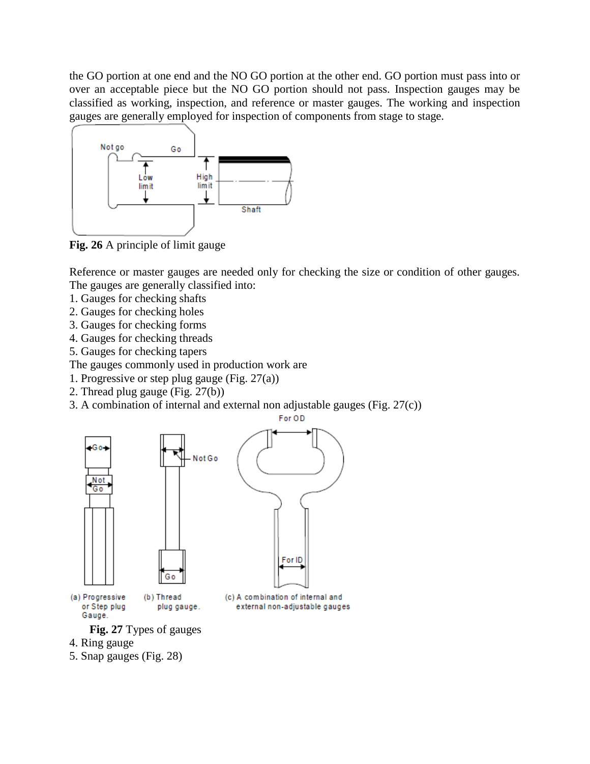the GO portion at one end and the NO GO portion at the other end. GO portion must pass into or over an acceptable piece but the NO GO portion should not pass. Inspection gauges may be classified as working, inspection, and reference or master gauges. The working and inspection gauges are generally employed for inspection of components from stage to stage.

**Fig. 26** A principle of limit gauge

Reference or master gauges are needed only for checking the size or condition of other gauges. The gauges are generally classified into:

1. Gauges for checking shafts
2. Gauges for checking holes
3. Gauges for checking forms
4. Gauges for checking threads
5. Gauges for checking tapers

The gauges commonly used in production work are

1. Progressive or step plug gauge (Fig. 27(a))
2. Thread plug gauge (Fig. 27(b))
3. A combination of internal and external non adjustable gauges (Fig. 27(c))

(a) Progressive or Step plug Gauge. (b) Thread plug gauge. (c) A combination of internal and external non-adjustable gauges

**Fig. 27** Types of gauges

4. Ring gauge
5. Snap gauges (Fig. 28)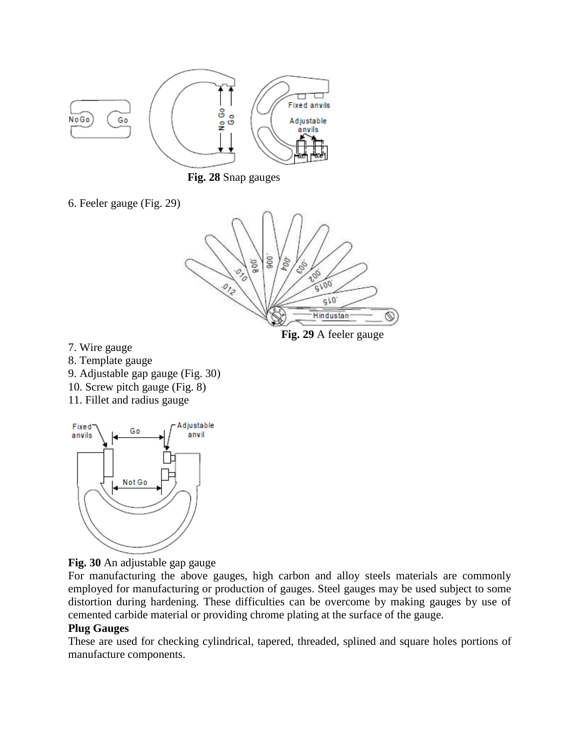Fig. 28 Snap gauges

6. Feeler gauge (Fig. 29)

Fig. 29 A feeler gauge

7. Wire gauge
8. Template gauge
9. Adjustable gap gauge (Fig. 30)
10. Screw pitch gauge (Fig. 8)
11. Fillet and radius gauge

Fig. 30 An adjustable gap gauge

For manufacturing the above gauges, high carbon and alloy steels materials are commonly employed for manufacturing or production of gauges. Steel gauges may be used subject to some distortion during hardening. These difficulties can be overcome by making gauges by use of cemented carbide material or providing chrome plating at the surface of the gauge.

**Plug Gauges**

These are used for checking cylindrical, tapered, threaded, splined and square holes portions of manufacture components.